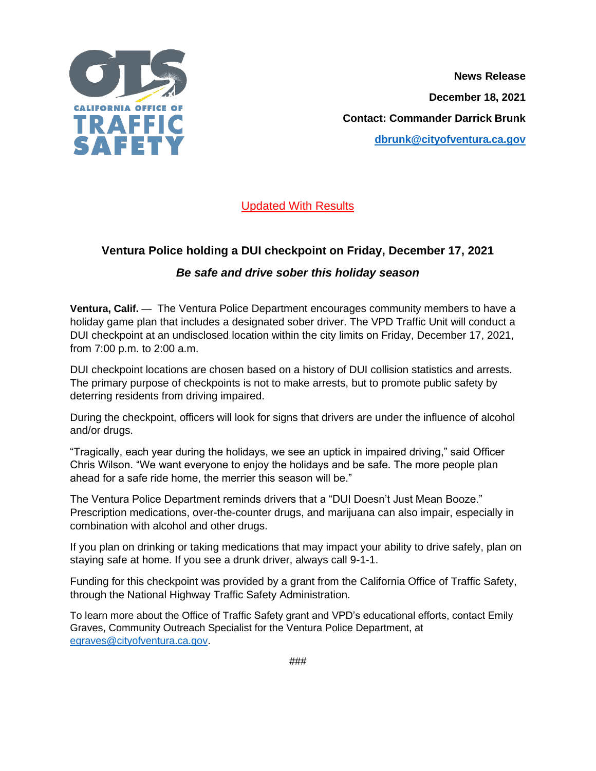CALIFORNIA OFFICE OF TRAFFIC SAFETY

**News Release**

**December 18, 2021**

**Contact: Commander Darrick Brunk**

**dbrunk@cityofventura.ca.gov**

Updated With Results

## Ventura Police holding a DUI checkpoint on Friday, December 17, 2021

### *Be safe and drive sober this holiday season*

**Ventura, Calif.** — The Ventura Police Department encourages community members to have a holiday game plan that includes a designated sober driver. The VPD Traffic Unit will conduct a DUI checkpoint at an undisclosed location within the city limits on Friday, December 17, 2021, from 7:00 p.m. to 2:00 a.m.

DUI checkpoint locations are chosen based on a history of DUI collision statistics and arrests. The primary purpose of checkpoints is not to make arrests, but to promote public safety by deterring residents from driving impaired.

During the checkpoint, officers will look for signs that drivers are under the influence of alcohol and/or drugs.

"Tragically, each year during the holidays, we see an uptick in impaired driving," said Officer Chris Wilson. "We want everyone to enjoy the holidays and be safe. The more people plan ahead for a safe ride home, the merrier this season will be."

The Ventura Police Department reminds drivers that a "DUI Doesn't Just Mean Booze." Prescription medications, over-the-counter drugs, and marijuana can also impair, especially in combination with alcohol and other drugs.

If you plan on drinking or taking medications that may impact your ability to drive safely, plan on staying safe at home. If you see a drunk driver, always call 9-1-1.

Funding for this checkpoint was provided by a grant from the California Office of Traffic Safety, through the National Highway Traffic Safety Administration.

To learn more about the Office of Traffic Safety grant and VPD's educational efforts, contact Emily Graves, Community Outreach Specialist for the Ventura Police Department, at egraves@cityofventura.ca.gov.

###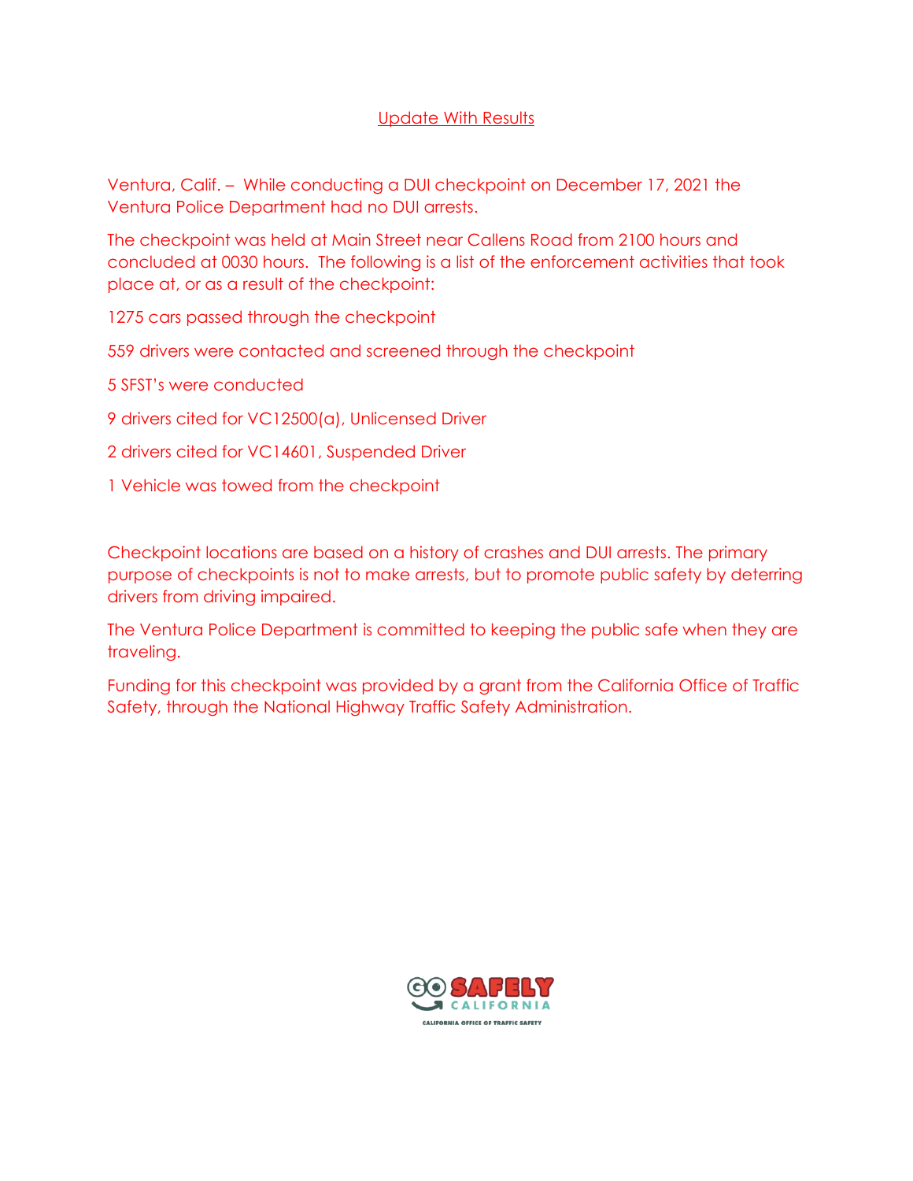Update With Results

Ventura, Calif. – While conducting a DUI checkpoint on December 17, 2021 the Ventura Police Department had no DUI arrests.

The checkpoint was held at Main Street near Callens Road from 2100 hours and concluded at 0030 hours. The following is a list of the enforcement activities that took place at, or as a result of the checkpoint:

1275 cars passed through the checkpoint

559 drivers were contacted and screened through the checkpoint

5 SFST's were conducted

9 drivers cited for VC12500(a), Unlicensed Driver

2 drivers cited for VC14601, Suspended Driver

1 Vehicle was towed from the checkpoint

Checkpoint locations are based on a history of crashes and DUI arrests. The primary purpose of checkpoints is not to make arrests, but to promote public safety by deterring drivers from driving impaired.

The Ventura Police Department is committed to keeping the public safe when they are traveling.

Funding for this checkpoint was provided by a grant from the California Office of Traffic Safety, through the National Highway Traffic Safety Administration.

GO SAFELY CALIFORNIA
CALIFORNIA OFFICE OF TRAFFIC SAFETY